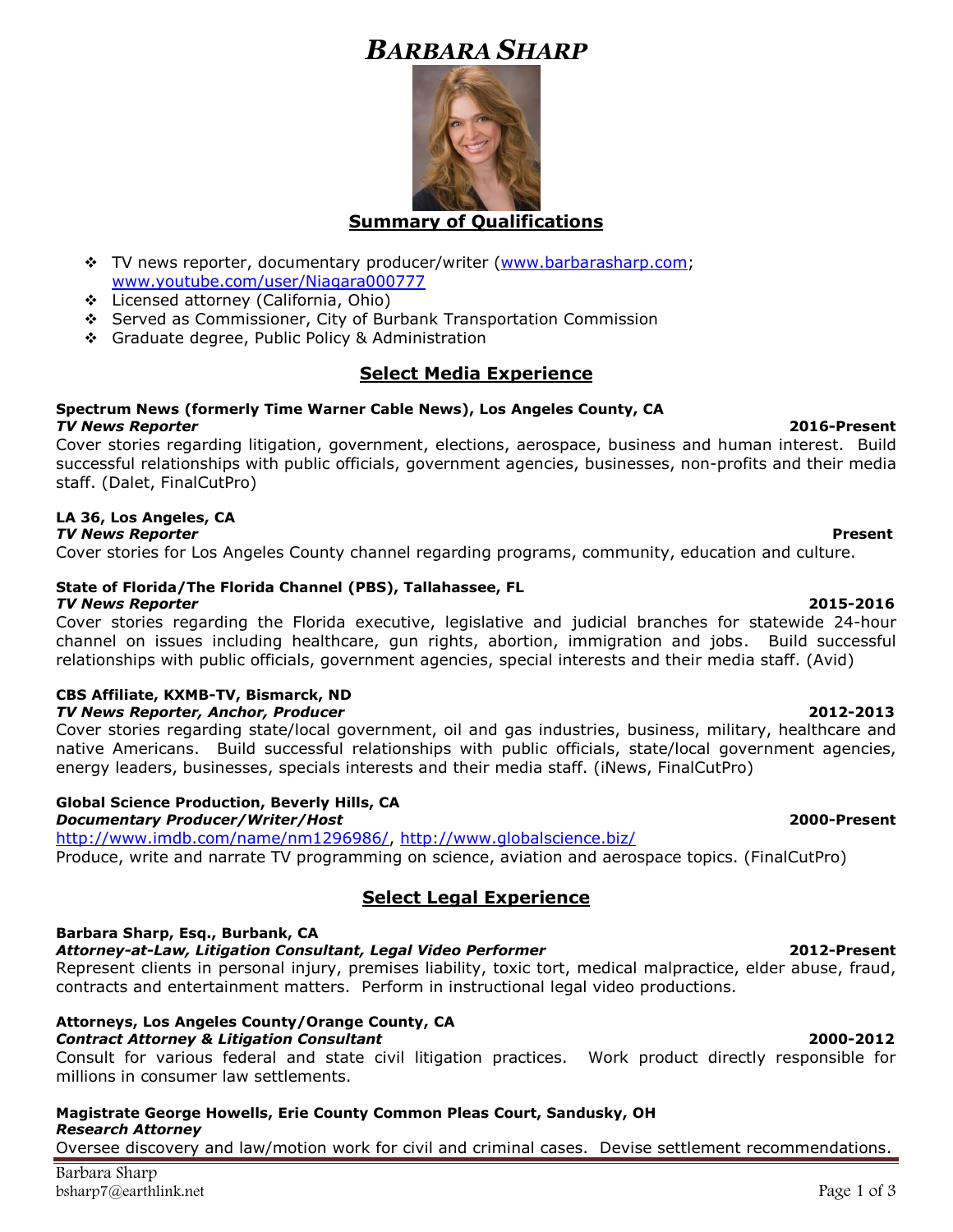# BARBARA SHARP

## Summary of Qualifications

- TV news reporter, documentary producer/writer (www.barbarasharp.com; www.youtube.com/user/Niagara000777
- Licensed attorney (California, Ohio)
- Served as Commissioner, City of Burbank Transportation Commission
- Graduate degree, Public Policy & Administration

## Select Media Experience

**Spectrum News (formerly Time Warner Cable News), Los Angeles County, CA**
***TV News Reporter*** **2016-Present**
Cover stories regarding litigation, government, elections, aerospace, business and human interest. Build successful relationships with public officials, government agencies, businesses, non-profits and their media staff. (Dalet, FinalCutPro)

**LA 36, Los Angeles, CA**
***TV News Reporter*** **Present**
Cover stories for Los Angeles County channel regarding programs, community, education and culture.

**State of Florida/The Florida Channel (PBS), Tallahassee, FL**
***TV News Reporter*** **2015-2016**
Cover stories regarding the Florida executive, legislative and judicial branches for statewide 24-hour channel on issues including healthcare, gun rights, abortion, immigration and jobs. Build successful relationships with public officials, government agencies, special interests and their media staff. (Avid)

**CBS Affiliate, KXMB-TV, Bismarck, ND**
***TV News Reporter, Anchor, Producer*** **2012-2013**
Cover stories regarding state/local government, oil and gas industries, business, military, healthcare and native Americans. Build successful relationships with public officials, state/local government agencies, energy leaders, businesses, specials interests and their media staff. (iNews, FinalCutPro)

**Global Science Production, Beverly Hills, CA**
***Documentary Producer/Writer/Host*** **2000-Present**
http://www.imdb.com/name/nm1296986/, http://www.globalscience.biz/
Produce, write and narrate TV programming on science, aviation and aerospace topics. (FinalCutPro)

## Select Legal Experience

**Barbara Sharp, Esq., Burbank, CA**
***Attorney-at-Law, Litigation Consultant, Legal Video Performer*** **2012-Present**
Represent clients in personal injury, premises liability, toxic tort, medical malpractice, elder abuse, fraud, contracts and entertainment matters. Perform in instructional legal video productions.

**Attorneys, Los Angeles County/Orange County, CA**
***Contract Attorney & Litigation Consultant*** **2000-2012**
Consult for various federal and state civil litigation practices. Work product directly responsible for millions in consumer law settlements.

**Magistrate George Howells, Erie County Common Pleas Court, Sandusky, OH**
***Research Attorney***
Oversee discovery and law/motion work for civil and criminal cases. Devise settlement recommendations.

Barbara Sharp
bsharp7@earthlink.net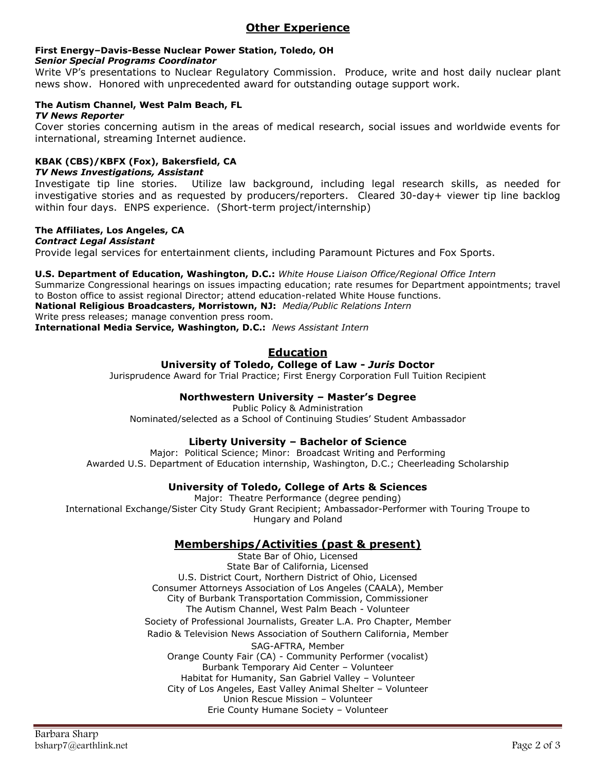## Other Experience

**First Energy–Davis-Besse Nuclear Power Station, Toledo, OH**
***Senior Special Programs Coordinator***
Write VP's presentations to Nuclear Regulatory Commission. Produce, write and host daily nuclear plant news show. Honored with unprecedented award for outstanding outage support work.

**The Autism Channel, West Palm Beach, FL**
***TV News Reporter***
Cover stories concerning autism in the areas of medical research, social issues and worldwide events for international, streaming Internet audience.

**KBAK (CBS)/KBFX (Fox), Bakersfield, CA**
***TV News Investigations, Assistant***
Investigate tip line stories. Utilize law background, including legal research skills, as needed for investigative stories and as requested by producers/reporters. Cleared 30-day+ viewer tip line backlog within four days. ENPS experience. (Short-term project/internship)

**The Affiliates, Los Angeles, CA**
***Contract Legal Assistant***
Provide legal services for entertainment clients, including Paramount Pictures and Fox Sports.

**U.S. Department of Education, Washington, D.C.:** *White House Liaison Office/Regional Office Intern*
Summarize Congressional hearings on issues impacting education; rate resumes for Department appointments; travel to Boston office to assist regional Director; attend education-related White House functions.
**National Religious Broadcasters, Morristown, NJ:** *Media/Public Relations Intern*
Write press releases; manage convention press room.
**International Media Service, Washington, D.C.:** *News Assistant Intern*

## Education

**University of Toledo, College of Law - *Juris* Doctor**
Jurisprudence Award for Trial Practice; First Energy Corporation Full Tuition Recipient

**Northwestern University – Master's Degree**
Public Policy & Administration
Nominated/selected as a School of Continuing Studies' Student Ambassador

**Liberty University – Bachelor of Science**
Major: Political Science; Minor: Broadcast Writing and Performing
Awarded U.S. Department of Education internship, Washington, D.C.; Cheerleading Scholarship

**University of Toledo, College of Arts & Sciences**
Major: Theatre Performance (degree pending)
International Exchange/Sister City Study Grant Recipient; Ambassador-Performer with Touring Troupe to Hungary and Poland

## Memberships/Activities (past & present)

State Bar of Ohio, Licensed
State Bar of California, Licensed
U.S. District Court, Northern District of Ohio, Licensed
Consumer Attorneys Association of Los Angeles (CAALA), Member
City of Burbank Transportation Commission, Commissioner
The Autism Channel, West Palm Beach - Volunteer
Society of Professional Journalists, Greater L.A. Pro Chapter, Member
Radio & Television News Association of Southern California, Member
SAG-AFTRA, Member
Orange County Fair (CA) - Community Performer (vocalist)
Burbank Temporary Aid Center – Volunteer
Habitat for Humanity, San Gabriel Valley – Volunteer
City of Los Angeles, East Valley Animal Shelter – Volunteer
Union Rescue Mission – Volunteer
Erie County Humane Society – Volunteer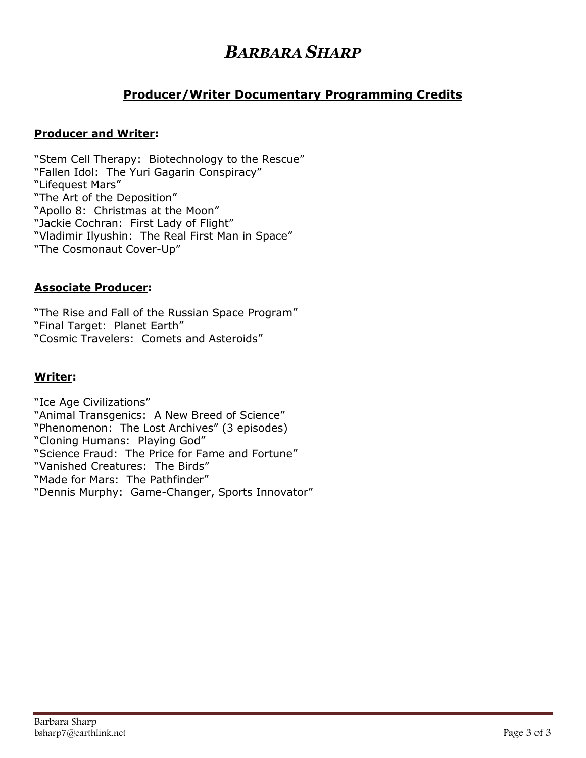# *BARBARA SHARP*

## Producer/Writer Documentary Programming Credits

**Producer and Writer:**

"Stem Cell Therapy: Biotechnology to the Rescue"
"Fallen Idol: The Yuri Gagarin Conspiracy"
"Lifequest Mars"
"The Art of the Deposition"
"Apollo 8: Christmas at the Moon"
"Jackie Cochran: First Lady of Flight"
"Vladimir Ilyushin: The Real First Man in Space"
"The Cosmonaut Cover-Up"

**Associate Producer:**

"The Rise and Fall of the Russian Space Program"
"Final Target: Planet Earth"
"Cosmic Travelers: Comets and Asteroids"

**Writer:**

"Ice Age Civilizations"
"Animal Transgenics: A New Breed of Science"
"Phenomenon: The Lost Archives" (3 episodes)
"Cloning Humans: Playing God"
"Science Fraud: The Price for Fame and Fortune"
"Vanished Creatures: The Birds"
"Made for Mars: The Pathfinder"
"Dennis Murphy: Game-Changer, Sports Innovator"

Barbara Sharp
bsharp7@earthlink.net